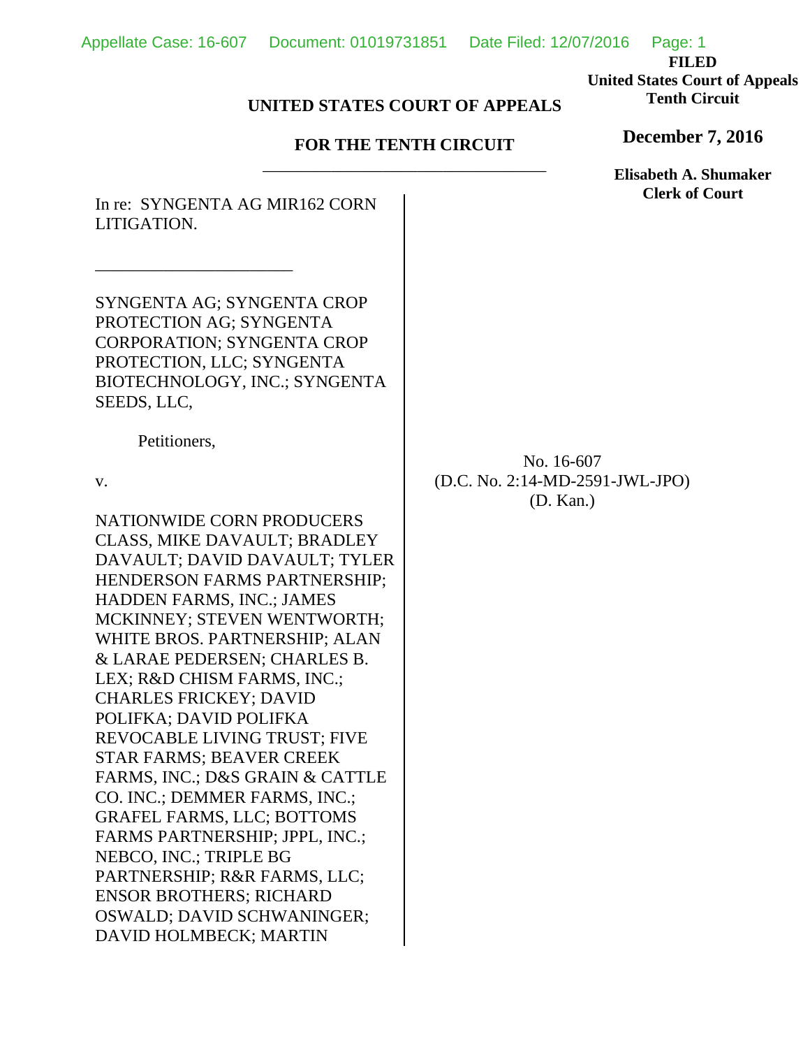**FILED**
**United States Court of Appeals**
**Tenth Circuit**

**December 7, 2016**

**Elisabeth A. Shumaker**
**Clerk of Court**

**UNITED STATES COURT OF APPEALS**

**FOR THE TENTH CIRCUIT**

---

In re: SYNGENTA AG MIR162 CORN LITIGATION.

---

SYNGENTA AG; SYNGENTA CROP PROTECTION AG; SYNGENTA CORPORATION; SYNGENTA CROP PROTECTION, LLC; SYNGENTA BIOTECHNOLOGY, INC.; SYNGENTA SEEDS, LLC,

Petitioners,

v.

NATIONWIDE CORN PRODUCERS CLASS, MIKE DAVAULT; BRADLEY DAVAULT; DAVID DAVAULT; TYLER HENDERSON FARMS PARTNERSHIP; HADDEN FARMS, INC.; JAMES MCKINNEY; STEVEN WENTWORTH; WHITE BROS. PARTNERSHIP; ALAN & LARAE PEDERSEN; CHARLES B. LEX; R&D CHISM FARMS, INC.; CHARLES FRICKEY; DAVID POLIFKA; DAVID POLIFKA REVOCABLE LIVING TRUST; FIVE STAR FARMS; BEAVER CREEK FARMS, INC.; D&S GRAIN & CATTLE CO. INC.; DEMMER FARMS, INC.; GRAFEL FARMS, LLC; BOTTOMS FARMS PARTNERSHIP; JPPL, INC.; NEBCO, INC.; TRIPLE BG PARTNERSHIP; R&R FARMS, LLC; ENSOR BROTHERS; RICHARD OSWALD; DAVID SCHWANINGER; DAVID HOLMBECK; MARTIN

No. 16-607
(D.C. No. 2:14-MD-2591-JWL-JPO)
(D. Kan.)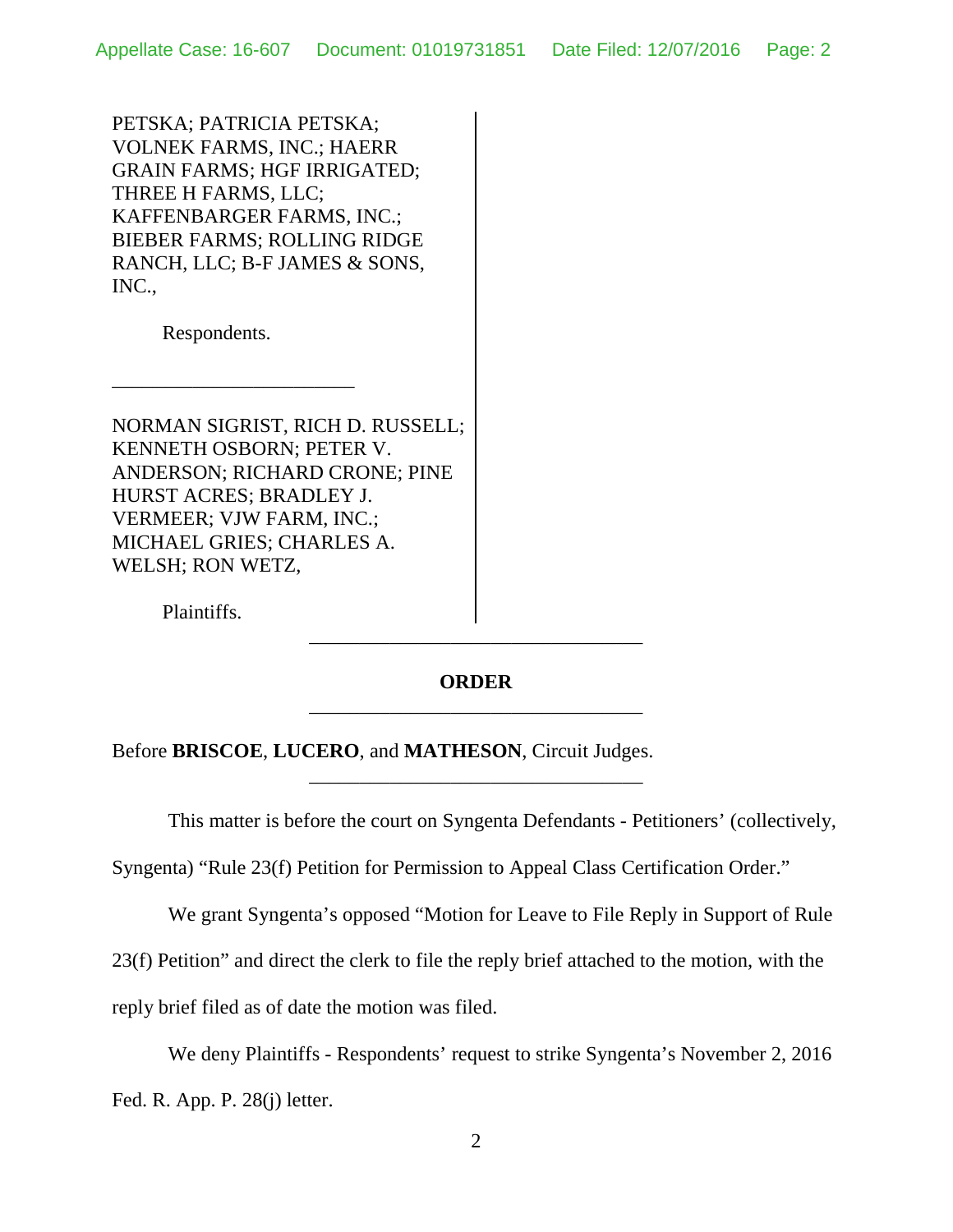PETSKA; PATRICIA PETSKA; VOLNEK FARMS, INC.; HAERR GRAIN FARMS; HGF IRRIGATED; THREE H FARMS, LLC; KAFFENBARGER FARMS, INC.; BIEBER FARMS; ROLLING RIDGE RANCH, LLC; B-F JAMES & SONS, INC.,

Respondents.

---

NORMAN SIGRIST, RICH D. RUSSELL; KENNETH OSBORN; PETER V. ANDERSON; RICHARD CRONE; PINE HURST ACRES; BRADLEY J. VERMEER; VJW FARM, INC.; MICHAEL GRIES; CHARLES A. WELSH; RON WETZ,

Plaintiffs.

---

**ORDER**

---

Before **BRISCOE**, **LUCERO**, and **MATHESON**, Circuit Judges.

---

This matter is before the court on Syngenta Defendants - Petitioners' (collectively, Syngenta) "Rule 23(f) Petition for Permission to Appeal Class Certification Order."

We grant Syngenta's opposed "Motion for Leave to File Reply in Support of Rule 23(f) Petition" and direct the clerk to file the reply brief attached to the motion, with the reply brief filed as of date the motion was filed.

We deny Plaintiffs - Respondents' request to strike Syngenta's November 2, 2016 Fed. R. App. P. 28(j) letter.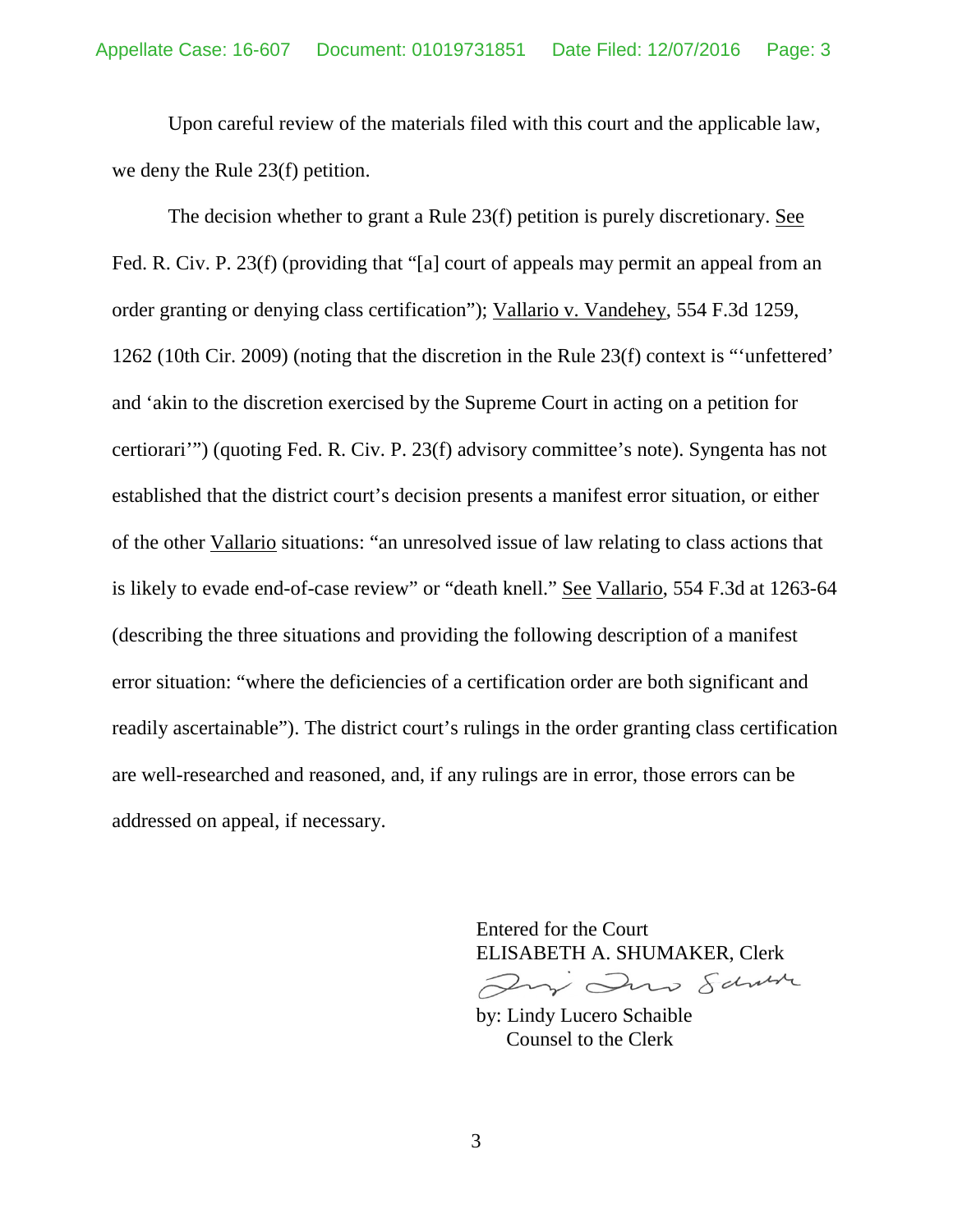Upon careful review of the materials filed with this court and the applicable law, we deny the Rule 23(f) petition.

The decision whether to grant a Rule 23(f) petition is purely discretionary. See Fed. R. Civ. P. 23(f) (providing that "[a] court of appeals may permit an appeal from an order granting or denying class certification"); Vallario v. Vandehey, 554 F.3d 1259, 1262 (10th Cir. 2009) (noting that the discretion in the Rule 23(f) context is "'unfettered' and 'akin to the discretion exercised by the Supreme Court in acting on a petition for certiorari'") (quoting Fed. R. Civ. P. 23(f) advisory committee's note). Syngenta has not established that the district court's decision presents a manifest error situation, or either of the other Vallario situations: "an unresolved issue of law relating to class actions that is likely to evade end-of-case review" or "death knell." See Vallario, 554 F.3d at 1263-64 (describing the three situations and providing the following description of a manifest error situation: "where the deficiencies of a certification order are both significant and readily ascertainable"). The district court's rulings in the order granting class certification are well-researched and reasoned, and, if any rulings are in error, those errors can be addressed on appeal, if necessary.

Entered for the Court
ELISABETH A. SHUMAKER, Clerk

by: Lindy Lucero Schaible
Counsel to the Clerk